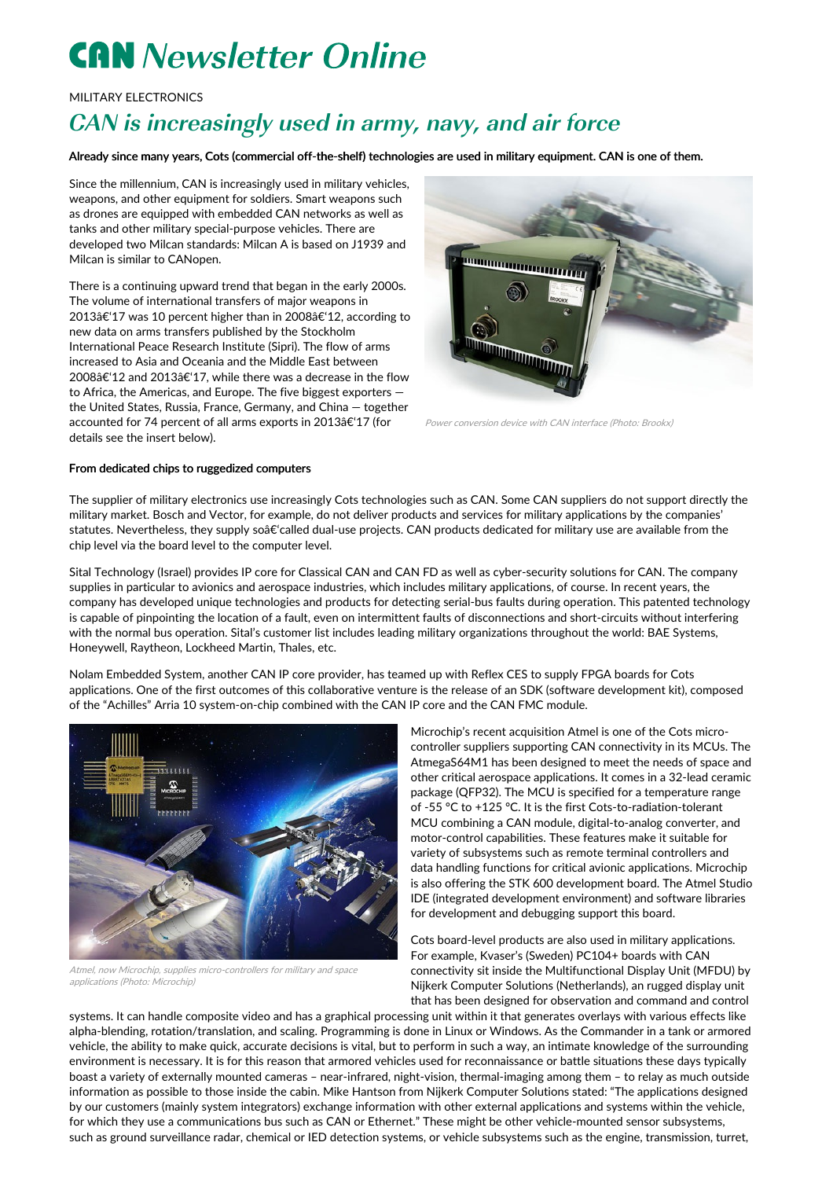# CAN Newsletter Online

MILITARY ELECTRONICS

## CAN is increasingly used in army, navy, and air force

**Already since many years, Cots (commercial off-the-shelf) technologies are used in military equipment. CAN is one of them.**

Since the millennium, CAN is increasingly used in military vehicles, weapons, and other equipment for soldiers. Smart weapons such as drones are equipped with embedded CAN networks as well as tanks and other military special-purpose vehicles. There are developed two Milcan standards: Milcan A is based on J1939 and Milcan is similar to CANopen.

There is a continuing upward trend that began in the early 2000s. The volume of international transfers of major weapons in 2013â€'17 was 10 percent higher than in 2008â€'12, according to new data on arms transfers published by the Stockholm International Peace Research Institute (Sipri). The flow of arms increased to Asia and Oceania and the Middle East between 2008â€'12 and 2013â€'17, while there was a decrease in the flow to Africa, the Americas, and Europe. The five biggest exporters — the United States, Russia, France, Germany, and China — together accounted for 74 percent of all arms exports in 2013â€'17 (for details see the insert below).

*Power conversion device with CAN interface (Photo: Brookx)*

**From dedicated chips to ruggedized computers**

The supplier of military electronics use increasingly Cots technologies such as CAN. Some CAN suppliers do not support directly the military market. Bosch and Vector, for example, do not deliver products and services for military applications by the companies' statutes. Nevertheless, they supply soâ€'called dual-use projects. CAN products dedicated for military use are available from the chip level via the board level to the computer level.

Sital Technology (Israel) provides IP core for Classical CAN and CAN FD as well as cyber-security solutions for CAN. The company supplies in particular to avionics and aerospace industries, which includes military applications, of course. In recent years, the company has developed unique technologies and products for detecting serial-bus faults during operation. This patented technology is capable of pinpointing the location of a fault, even on intermittent faults of disconnections and short-circuits without interfering with the normal bus operation. Sital's customer list includes leading military organizations throughout the world: BAE Systems, Honeywell, Raytheon, Lockheed Martin, Thales, etc.

Nolam Embedded System, another CAN IP core provider, has teamed up with Reflex CES to supply FPGA boards for Cots applications. One of the first outcomes of this collaborative venture is the release of an SDK (software development kit), composed of the "Achilles" Arria 10 system-on-chip combined with the CAN IP core and the CAN FMC module.

*Atmel, now Microchip, supplies micro-controllers for military and space applications (Photo: Microchip)*

Microchip's recent acquisition Atmel is one of the Cots micro-controller suppliers supporting CAN connectivity in its MCUs. The AtmegaS64M1 has been designed to meet the needs of space and other critical aerospace applications. It comes in a 32-lead ceramic package (QFP32). The MCU is specified for a temperature range of -55 °C to +125 °C. It is the first Cots-to-radiation-tolerant MCU combining a CAN module, digital-to-analog converter, and motor-control capabilities. These features make it suitable for variety of subsystems such as remote terminal controllers and data handling functions for critical avionic applications. Microchip is also offering the STK 600 development board. The Atmel Studio IDE (integrated development environment) and software libraries for development and debugging support this board.

Cots board-level products are also used in military applications. For example, Kvaser's (Sweden) PC104+ boards with CAN connectivity sit inside the Multifunctional Display Unit (MFDU) by Nijkerk Computer Solutions (Netherlands), an rugged display unit that has been designed for observation and command and control systems. It can handle composite video and has a graphical processing unit within it that generates overlays with various effects like alpha-blending, rotation/translation, and scaling. Programming is done in Linux or Windows. As the Commander in a tank or armored vehicle, the ability to make quick, accurate decisions is vital, but to perform in such a way, an intimate knowledge of the surrounding environment is necessary. It is for this reason that armored vehicles used for reconnaissance or battle situations these days typically boast a variety of externally mounted cameras – near-infrared, night-vision, thermal-imaging among them – to relay as much outside information as possible to those inside the cabin. Mike Hantson from Nijkerk Computer Solutions stated: "The applications designed by our customers (mainly system integrators) exchange information with other external applications and systems within the vehicle, for which they use a communications bus such as CAN or Ethernet." These might be other vehicle-mounted sensor subsystems, such as ground surveillance radar, chemical or IED detection systems, or vehicle subsystems such as the engine, transmission, turret,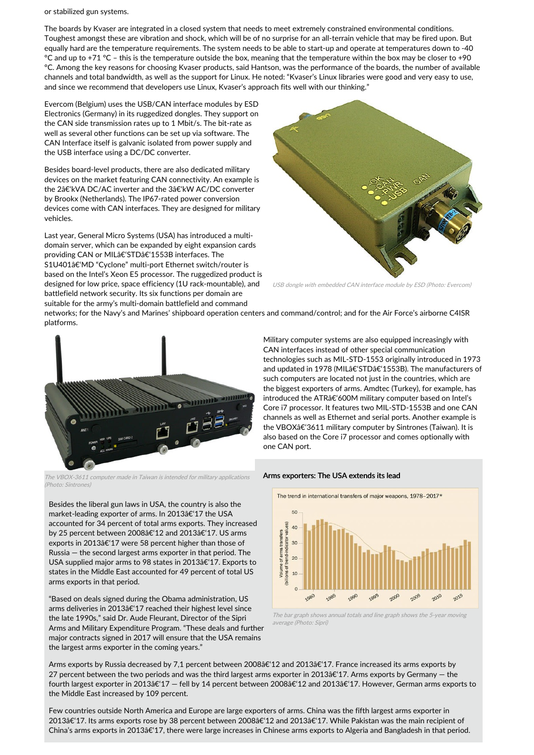or stabilized gun systems.

The boards by Kvaser are integrated in a closed system that needs to meet extremely constrained environmental conditions. Toughest amongst these are vibration and shock, which will be of no surprise for an all-terrain vehicle that may be fired upon. But equally hard are the temperature requirements. The system needs to be able to start-up and operate at temperatures down to -40 °C and up to +71 °C – this is the temperature outside the box, meaning that the temperature within the box may be closer to +90 °C. Among the key reasons for choosing Kvaser products, said Hantson, was the performance of the boards, the number of available channels and total bandwidth, as well as the support for Linux. He noted: "Kvaser's Linux libraries were good and very easy to use, and since we recommend that developers use Linux, Kvaser's approach fits well with our thinking."

Evercom (Belgium) uses the USB/CAN interface modules by ESD Electronics (Germany) in its ruggedized dongles. They support on the CAN side transmission rates up to 1 Mbit/s. The bit-rate as well as several other functions can be set up via software. The CAN Interface itself is galvanic isolated from power supply and the USB interface using a DC/DC converter.

*USB dongle with embedded CAN interface module by ESD (Photo: Evercom)*

Besides board-level products, there are also dedicated military devices on the market featuring CAN connectivity. An example is the 2â€'kVA DC/AC inverter and the 3â€'kW AC/DC converter by Brookx (Netherlands). The IP67-rated power conversion devices come with CAN interfaces. They are designed for military vehicles.

Last year, General Micro Systems (USA) has introduced a multi-domain server, which can be expanded by eight expansion cards providing CAN or MILâ€'STDâ€'1553B interfaces. The S1U401â€'MD "Cyclone" multi-port Ethernet switch/router is based on the Intel's Xeon E5 processor. The ruggedized product is designed for low price, space efficiency (1U rack-mountable), and battlefield network security. Its six functions per domain are suitable for the army's multi-domain battlefield and command networks; for the Navy's and Marines' shipboard operation centers and command/control; and for the Air Force's airborne C4ISR platforms.

Military computer systems are also equipped increasingly with CAN interfaces instead of other special communication technologies such as MIL-STD-1553 originally introduced in 1973 and updated in 1978 (MILâ€'STDâ€'1553B). The manufacturers of such computers are located not just in the countries, which are the biggest exporters of arms. Amdtec (Turkey), for example, has introduced the ATRâ€'600M military computer based on Intel's Core i7 processor. It features two MIL-STD-1553B and one CAN channels as well as Ethernet and serial ports. Another example is the VBOXâ€'3611 military computer by Sintrones (Taiwan). It is also based on the Core i7 processor and comes optionally with one CAN port.

*The VBOX-3611 computer made in Taiwan is intended for military applications (Photo: Sintrones)*

### Arms exporters: The USA extends its lead

*The bar graph shows annual totals and line graph shows the 5-year moving average (Photo: Sipri)*

Besides the liberal gun laws in USA, the country is also the market-leading exporter of arms. In 2013â€'17 the USA accounted for 34 percent of total arms exports. They increased by 25 percent between 2008â€'12 and 2013â€'17. US arms exports in 2013â€'17 were 58 percent higher than those of Russia — the second largest arms exporter in that period. The USA supplied major arms to 98 states in 2013â€'17. Exports to states in the Middle East accounted for 49 percent of total US arms exports in that period.

"Based on deals signed during the Obama administration, US arms deliveries in 2013â€'17 reached their highest level since the late 1990s," said Dr. Aude Fleurant, Director of the Sipri Arms and Military Expenditure Program. "These deals and further major contracts signed in 2017 will ensure that the USA remains the largest arms exporter in the coming years."

Arms exports by Russia decreased by 7,1 percent between 2008â€'12 and 2013â€'17. France increased its arms exports by 27 percent between the two periods and was the third largest arms exporter in 2013â€'17. Arms exports by Germany — the fourth largest exporter in 2013â€'17 — fell by 14 percent between 2008â€'12 and 2013â€'17. However, German arms exports to the Middle East increased by 109 percent.

Few countries outside North America and Europe are large exporters of arms. China was the fifth largest arms exporter in 2013â€'17. Its arms exports rose by 38 percent between 2008â€'12 and 2013â€'17. While Pakistan was the main recipient of China's arms exports in 2013â€'17, there were large increases in Chinese arms exports to Algeria and Bangladesh in that period.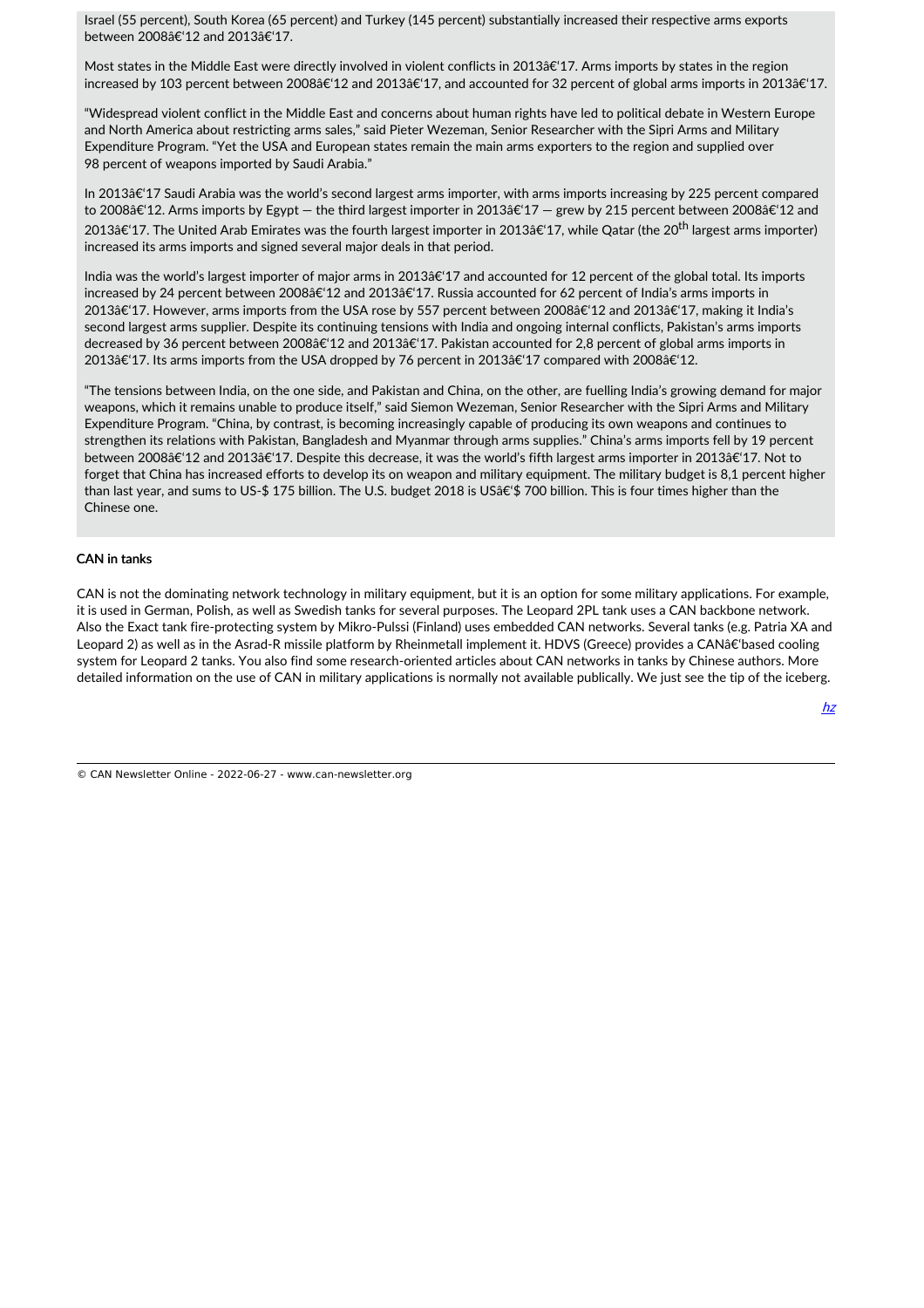Israel (55 percent), South Korea (65 percent) and Turkey (145 percent) substantially increased their respective arms exports between 2008â€'12 and 2013â€'17.

Most states in the Middle East were directly involved in violent conflicts in 2013â€'17. Arms imports by states in the region increased by 103 percent between 2008â€'12 and 2013â€'17, and accounted for 32 percent of global arms imports in 2013â€'17.

"Widespread violent conflict in the Middle East and concerns about human rights have led to political debate in Western Europe and North America about restricting arms sales," said Pieter Wezeman, Senior Researcher with the Sipri Arms and Military Expenditure Program. "Yet the USA and European states remain the main arms exporters to the region and supplied over 98 percent of weapons imported by Saudi Arabia."

In 2013â€'17 Saudi Arabia was the world's second largest arms importer, with arms imports increasing by 225 percent compared to 2008â€'12. Arms imports by Egypt — the third largest importer in 2013â€'17 — grew by 215 percent between 2008â€'12 and 2013â€'17. The United Arab Emirates was the fourth largest importer in 2013â€'17, while Qatar (the 20th largest arms importer) increased its arms imports and signed several major deals in that period.

India was the world's largest importer of major arms in 2013â€'17 and accounted for 12 percent of the global total. Its imports increased by 24 percent between 2008â€'12 and 2013â€'17. Russia accounted for 62 percent of India's arms imports in 2013â€'17. However, arms imports from the USA rose by 557 percent between 2008â€'12 and 2013â€'17, making it India's second largest arms supplier. Despite its continuing tensions with India and ongoing internal conflicts, Pakistan's arms imports decreased by 36 percent between 2008â€'12 and 2013â€'17. Pakistan accounted for 2,8 percent of global arms imports in 2013â€'17. Its arms imports from the USA dropped by 76 percent in 2013â€'17 compared with 2008â€'12.

"The tensions between India, on the one side, and Pakistan and China, on the other, are fuelling India's growing demand for major weapons, which it remains unable to produce itself," said Siemon Wezeman, Senior Researcher with the Sipri Arms and Military Expenditure Program. "China, by contrast, is becoming increasingly capable of producing its own weapons and continues to strengthen its relations with Pakistan, Bangladesh and Myanmar through arms supplies." China's arms imports fell by 19 percent between 2008â€'12 and 2013â€'17. Despite this decrease, it was the world's fifth largest arms importer in 2013â€'17. Not to forget that China has increased efforts to develop its on weapon and military equipment. The military budget is 8,1 percent higher than last year, and sums to US-$ 175 billion. The U.S. budget 2018 is USâ€'$ 700 billion. This is four times higher than the Chinese one.

**CAN in tanks**

CAN is not the dominating network technology in military equipment, but it is an option for some military applications. For example, it is used in German, Polish, as well as Swedish tanks for several purposes. The Leopard 2PL tank uses a CAN backbone network. Also the Exact tank fire-protecting system by Mikro-Pulssi (Finland) uses embedded CAN networks. Several tanks (e.g. Patria XA and Leopard 2) as well as in the Asrad-R missile platform by Rheinmetall implement it. HDVS (Greece) provides a CANâ€'based cooling system for Leopard 2 tanks. You also find some research-oriented articles about CAN networks in tanks by Chinese authors. More detailed information on the use of CAN in military applications is normally not available publically. We just see the tip of the iceberg.

*hz*

© CAN Newsletter Online - 2022-06-27 - www.can-newsletter.org